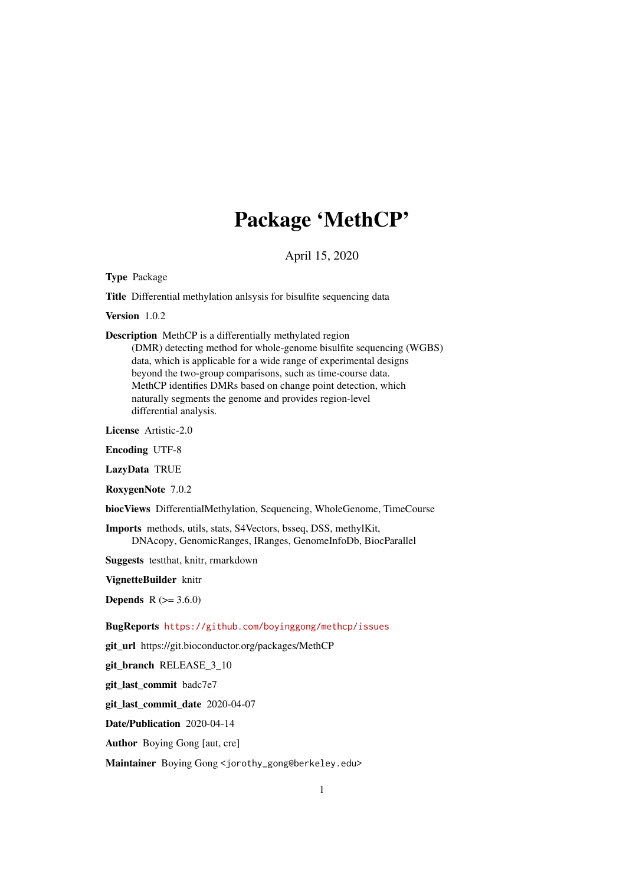# Package 'MethCP'

April 15, 2020

**Type** Package

**Title** Differential methylation anlsysis for bisulfite sequencing data

**Version** 1.0.2

**Description** MethCP is a differentially methylated region (DMR) detecting method for whole-genome bisulfite sequencing (WGBS) data, which is applicable for a wide range of experimental designs beyond the two-group comparisons, such as time-course data. MethCP identifies DMRs based on change point detection, which naturally segments the genome and provides region-level differential analysis.

**License** Artistic-2.0

**Encoding** UTF-8

**LazyData** TRUE

**RoxygenNote** 7.0.2

**biocViews** DifferentialMethylation, Sequencing, WholeGenome, TimeCourse

**Imports** methods, utils, stats, S4Vectors, bsseq, DSS, methylKit, DNAcopy, GenomicRanges, IRanges, GenomeInfoDb, BiocParallel

**Suggests** testthat, knitr, rmarkdown

**VignetteBuilder** knitr

**Depends** R (>= 3.6.0)

**BugReports** https://github.com/boyinggong/methcp/issues

**git_url** https://git.bioconductor.org/packages/MethCP

**git_branch** RELEASE_3_10

**git_last_commit** badc7e7

**git_last_commit_date** 2020-04-07

**Date/Publication** 2020-04-14

**Author** Boying Gong [aut, cre]

**Maintainer** Boying Gong <jorothy_gong@berkeley.edu>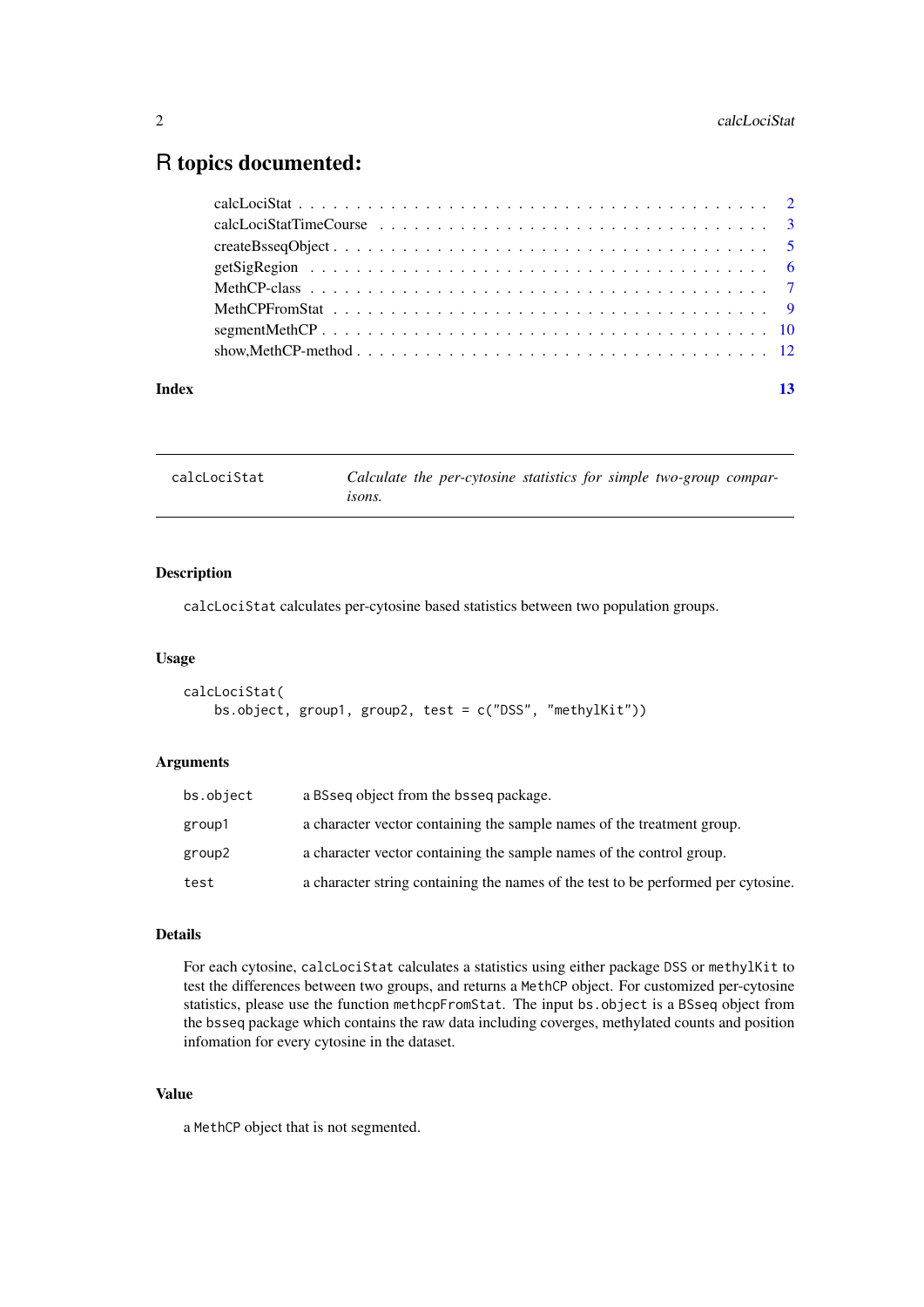# R topics documented:

| | |
|---|---|
| calcLociStat | 2 |
| calcLociStatTimeCourse | 3 |
| createBsseqObject | 5 |
| getSigRegion | 6 |
| MethCP-class | 7 |
| MethCPFromStat | 9 |
| segmentMethCP | 10 |
| show,MethCP-method | 12 |
| **Index** | **13** |

---

## calcLociStat — *Calculate the per-cytosine statistics for simple two-group comparisons.*

---

### Description

calcLociStat calculates per-cytosine based statistics between two population groups.

### Usage

```
calcLociStat(
    bs.object, group1, group2, test = c("DSS", "methylKit"))
```

### Arguments

| | |
|---|---|
| bs.object | a BSseq object from the bsseq package. |
| group1 | a character vector containing the sample names of the treatment group. |
| group2 | a character vector containing the sample names of the control group. |
| test | a character string containing the names of the test to be performed per cytosine. |

### Details

For each cytosine, calcLociStat calculates a statistics using either package DSS or methylKit to test the differences between two groups, and returns a MethCP object. For customized per-cytosine statistics, please use the function methcpFromStat. The input bs.object is a BSseq object from the bsseq package which contains the raw data including coverges, methylated counts and position infomation for every cytosine in the dataset.

### Value

a MethCP object that is not segmented.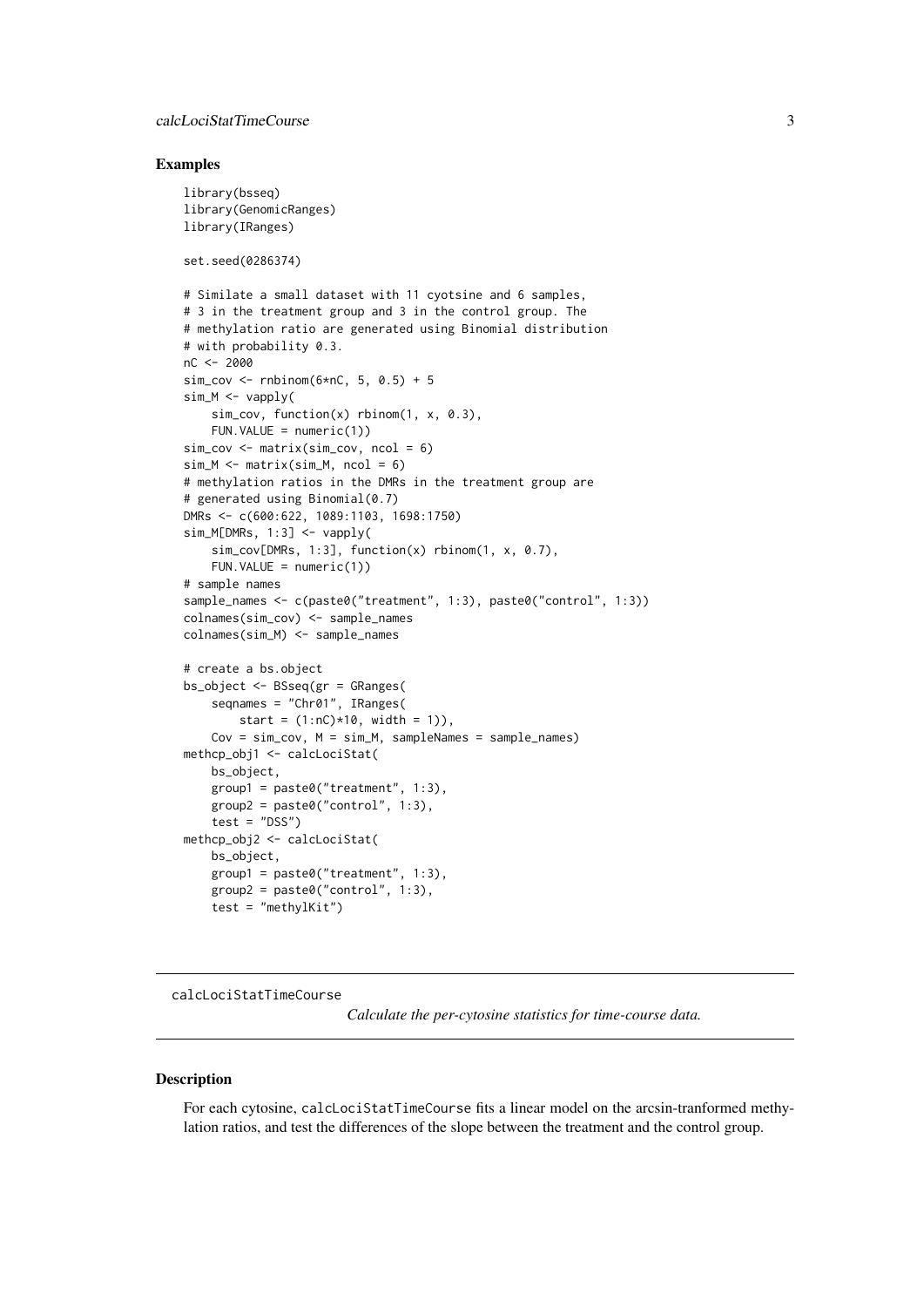### Examples

```
library(bsseq)
library(GenomicRanges)
library(IRanges)

set.seed(0286374)

# Similate a small dataset with 11 cyotsine and 6 samples,
# 3 in the treatment group and 3 in the control group. The
# methylation ratio are generated using Binomial distribution
# with probability 0.3.
nC <- 2000
sim_cov <- rnbinom(6*nC, 5, 0.5) + 5
sim_M <- vapply(
    sim_cov, function(x) rbinom(1, x, 0.3),
    FUN.VALUE = numeric(1))
sim_cov <- matrix(sim_cov, ncol = 6)
sim_M <- matrix(sim_M, ncol = 6)
# methylation ratios in the DMRs in the treatment group are
# generated using Binomial(0.7)
DMRs <- c(600:622, 1089:1103, 1698:1750)
sim_M[DMRs, 1:3] <- vapply(
    sim_cov[DMRs, 1:3], function(x) rbinom(1, x, 0.7),
    FUN.VALUE = numeric(1))
# sample names
sample_names <- c(paste0("treatment", 1:3), paste0("control", 1:3))
colnames(sim_cov) <- sample_names
colnames(sim_M) <- sample_names

# create a bs.object
bs_object <- BSseq(gr = GRanges(
    seqnames = "Chr01", IRanges(
        start = (1:nC)*10, width = 1)),
    Cov = sim_cov, M = sim_M, sampleNames = sample_names)
methcp_obj1 <- calcLociStat(
    bs_object,
    group1 = paste0("treatment", 1:3),
    group2 = paste0("control", 1:3),
    test = "DSS")
methcp_obj2 <- calcLociStat(
    bs_object,
    group1 = paste0("treatment", 1:3),
    group2 = paste0("control", 1:3),
    test = "methylKit")
```

---

## calcLociStatTimeCourse

*Calculate the per-cytosine statistics for time-course data.*

---

### Description

For each cytosine, calcLociStatTimeCourse fits a linear model on the arcsin-tranformed methylation ratios, and test the differences of the slope between the treatment and the control group.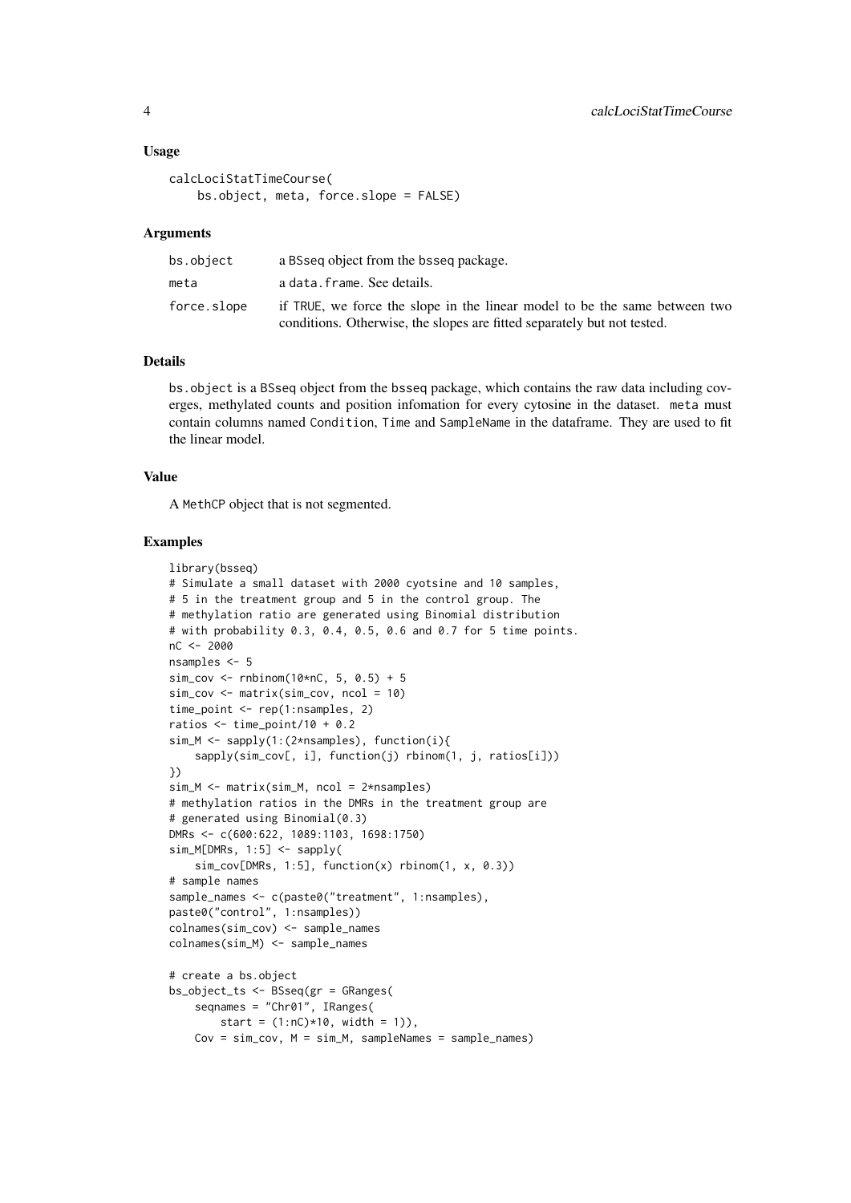## Usage

```
calcLociStatTimeCourse(
    bs.object, meta, force.slope = FALSE)
```

## Arguments

| | |
|---|---|
| bs.object | a BSseq object from the bsseq package. |
| meta | a data.frame. See details. |
| force.slope | if TRUE, we force the slope in the linear model to be the same between two conditions. Otherwise, the slopes are fitted separately but not tested. |

## Details

bs.object is a BSseq object from the bsseq package, which contains the raw data including coverges, methylated counts and position infomation for every cytosine in the dataset. meta must contain columns named Condition, Time and SampleName in the dataframe. They are used to fit the linear model.

## Value

A MethCP object that is not segmented.

## Examples

```
library(bsseq)
# Simulate a small dataset with 2000 cyotsine and 10 samples,
# 5 in the treatment group and 5 in the control group. The
# methylation ratio are generated using Binomial distribution
# with probability 0.3, 0.4, 0.5, 0.6 and 0.7 for 5 time points.
nC <- 2000
nsamples <- 5
sim_cov <- rnbinom(10*nC, 5, 0.5) + 5
sim_cov <- matrix(sim_cov, ncol = 10)
time_point <- rep(1:nsamples, 2)
ratios <- time_point/10 + 0.2
sim_M <- sapply(1:(2*nsamples), function(i){
    sapply(sim_cov[, i], function(j) rbinom(1, j, ratios[i]))
})
sim_M <- matrix(sim_M, ncol = 2*nsamples)
# methylation ratios in the DMRs in the treatment group are
# generated using Binomial(0.3)
DMRs <- c(600:622, 1089:1103, 1698:1750)
sim_M[DMRs, 1:5] <- sapply(
    sim_cov[DMRs, 1:5], function(x) rbinom(1, x, 0.3))
# sample names
sample_names <- c(paste0("treatment", 1:nsamples),
paste0("control", 1:nsamples))
colnames(sim_cov) <- sample_names
colnames(sim_M) <- sample_names

# create a bs.object
bs_object_ts <- BSseq(gr = GRanges(
    seqnames = "Chr01", IRanges(
        start = (1:nC)*10, width = 1)),
    Cov = sim_cov, M = sim_M, sampleNames = sample_names)
```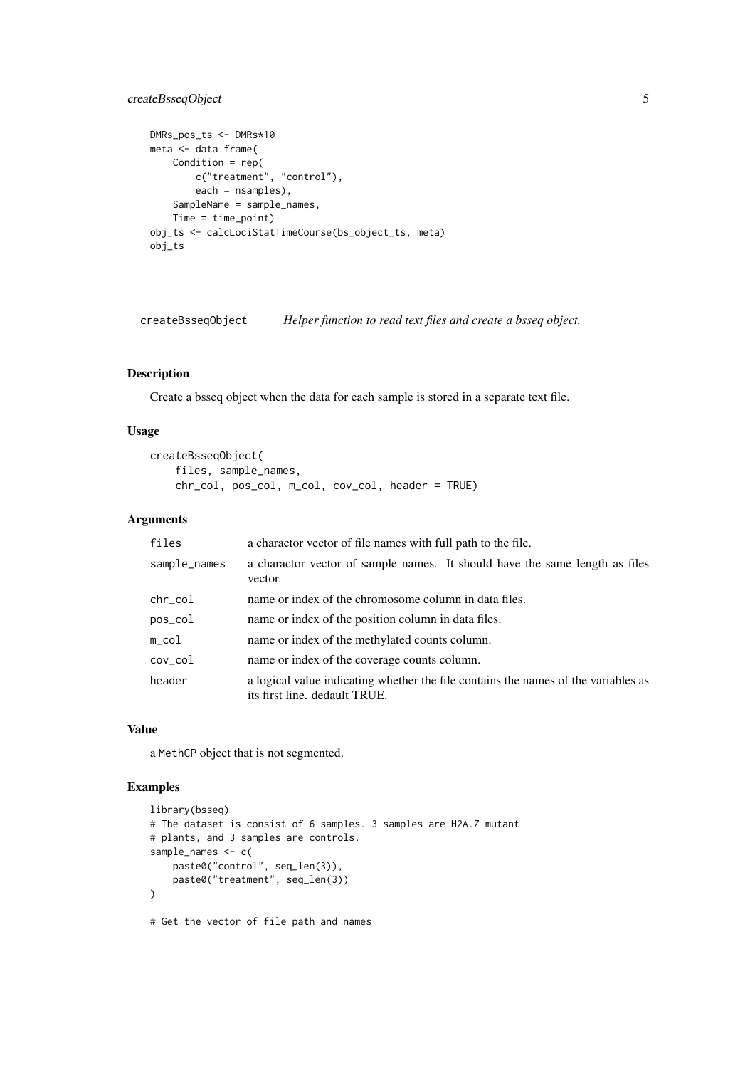```
DMRs_pos_ts <- DMRs*10
meta <- data.frame(
    Condition = rep(
        c("treatment", "control"),
        each = nsamples),
    SampleName = sample_names,
    Time = time_point)
obj_ts <- calcLociStatTimeCourse(bs_object_ts, meta)
obj_ts
```

---

## createBsseqObject *Helper function to read text files and create a bsseq object.*

### Description

Create a bsseq object when the data for each sample is stored in a separate text file.

### Usage

```
createBsseqObject(
    files, sample_names,
    chr_col, pos_col, m_col, cov_col, header = TRUE)
```

### Arguments

| | |
|---|---|
| files | a charactor vector of file names with full path to the file. |
| sample_names | a charactor vector of sample names. It should have the same length as files vector. |
| chr_col | name or index of the chromosome column in data files. |
| pos_col | name or index of the position column in data files. |
| m_col | name or index of the methylated counts column. |
| cov_col | name or index of the coverage counts column. |
| header | a logical value indicating whether the file contains the names of the variables as its first line. dedault TRUE. |

### Value

a `MethCP` object that is not segmented.

### Examples

```
library(bsseq)
# The dataset is consist of 6 samples. 3 samples are H2A.Z mutant
# plants, and 3 samples are controls.
sample_names <- c(
    paste0("control", seq_len(3)),
    paste0("treatment", seq_len(3))
)

# Get the vector of file path and names
```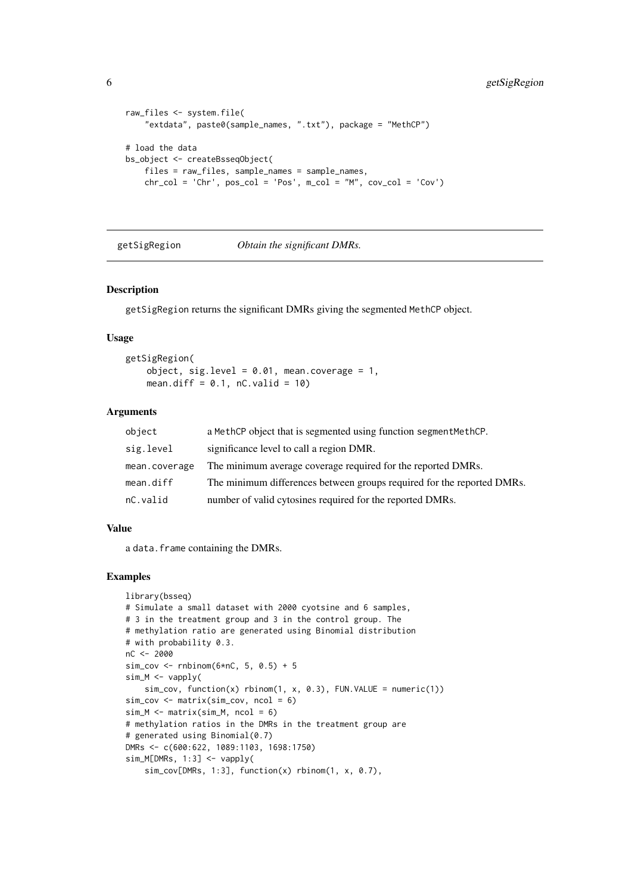```
raw_files <- system.file(
    "extdata", paste0(sample_names, ".txt"), package = "MethCP")

# load the data
bs_object <- createBsseqObject(
    files = raw_files, sample_names = sample_names,
    chr_col = 'Chr', pos_col = 'Pos', m_col = "M", cov_col = 'Cov')
```

## getSigRegion *Obtain the significant DMRs.*

### Description

getSigRegion returns the significant DMRs giving the segmented MethCP object.

### Usage

```
getSigRegion(
    object, sig.level = 0.01, mean.coverage = 1,
    mean.diff = 0.1, nC.valid = 10)
```

### Arguments

| | |
|---|---|
| object | a MethCP object that is segmented using function segmentMethCP. |
| sig.level | significance level to call a region DMR. |
| mean.coverage | The minimum average coverage required for the reported DMRs. |
| mean.diff | The minimum differences between groups required for the reported DMRs. |
| nC.valid | number of valid cytosines required for the reported DMRs. |

### Value

a data.frame containing the DMRs.

### Examples

```
library(bsseq)
# Simulate a small dataset with 2000 cyotsine and 6 samples,
# 3 in the treatment group and 3 in the control group. The
# methylation ratio are generated using Binomial distribution
# with probability 0.3.
nC <- 2000
sim_cov <- rnbinom(6*nC, 5, 0.5) + 5
sim_M <- vapply(
    sim_cov, function(x) rbinom(1, x, 0.3), FUN.VALUE = numeric(1))
sim_cov <- matrix(sim_cov, ncol = 6)
sim_M <- matrix(sim_M, ncol = 6)
# methylation ratios in the DMRs in the treatment group are
# generated using Binomial(0.7)
DMRs <- c(600:622, 1089:1103, 1698:1750)
sim_M[DMRs, 1:3] <- vapply(
    sim_cov[DMRs, 1:3], function(x) rbinom(1, x, 0.7),
```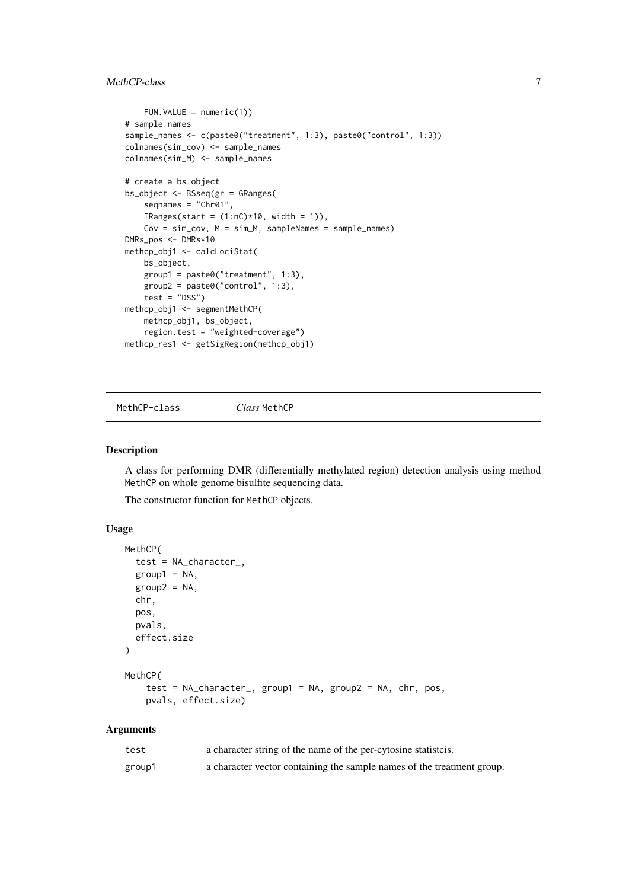```
    FUN.VALUE = numeric(1))
# sample names
sample_names <- c(paste0("treatment", 1:3), paste0("control", 1:3))
colnames(sim_cov) <- sample_names
colnames(sim_M) <- sample_names

# create a bs.object
bs_object <- BSseq(gr = GRanges(
    seqnames = "Chr01",
    IRanges(start = (1:nC)*10, width = 1)),
    Cov = sim_cov, M = sim_M, sampleNames = sample_names)
DMRs_pos <- DMRs*10
methcp_obj1 <- calcLociStat(
    bs_object,
    group1 = paste0("treatment", 1:3),
    group2 = paste0("control", 1:3),
    test = "DSS")
methcp_obj1 <- segmentMethCP(
    methcp_obj1, bs_object,
    region.test = "weighted-coverage")
methcp_res1 <- getSigRegion(methcp_obj1)
```

---

MethCP-class    *Class* MethCP

---

## Description

A class for performing DMR (differentially methylated region) detection analysis using method MethCP on whole genome bisulfite sequencing data.

The constructor function for MethCP objects.

## Usage

```
MethCP(
  test = NA_character_,
  group1 = NA,
  group2 = NA,
  chr,
  pos,
  pvals,
  effect.size
)

MethCP(
    test = NA_character_, group1 = NA, group2 = NA, chr, pos,
    pvals, effect.size)
```

## Arguments

| | |
|---|---|
| test | a character string of the name of the per-cytosine statistcis. |
| group1 | a character vector containing the sample names of the treatment group. |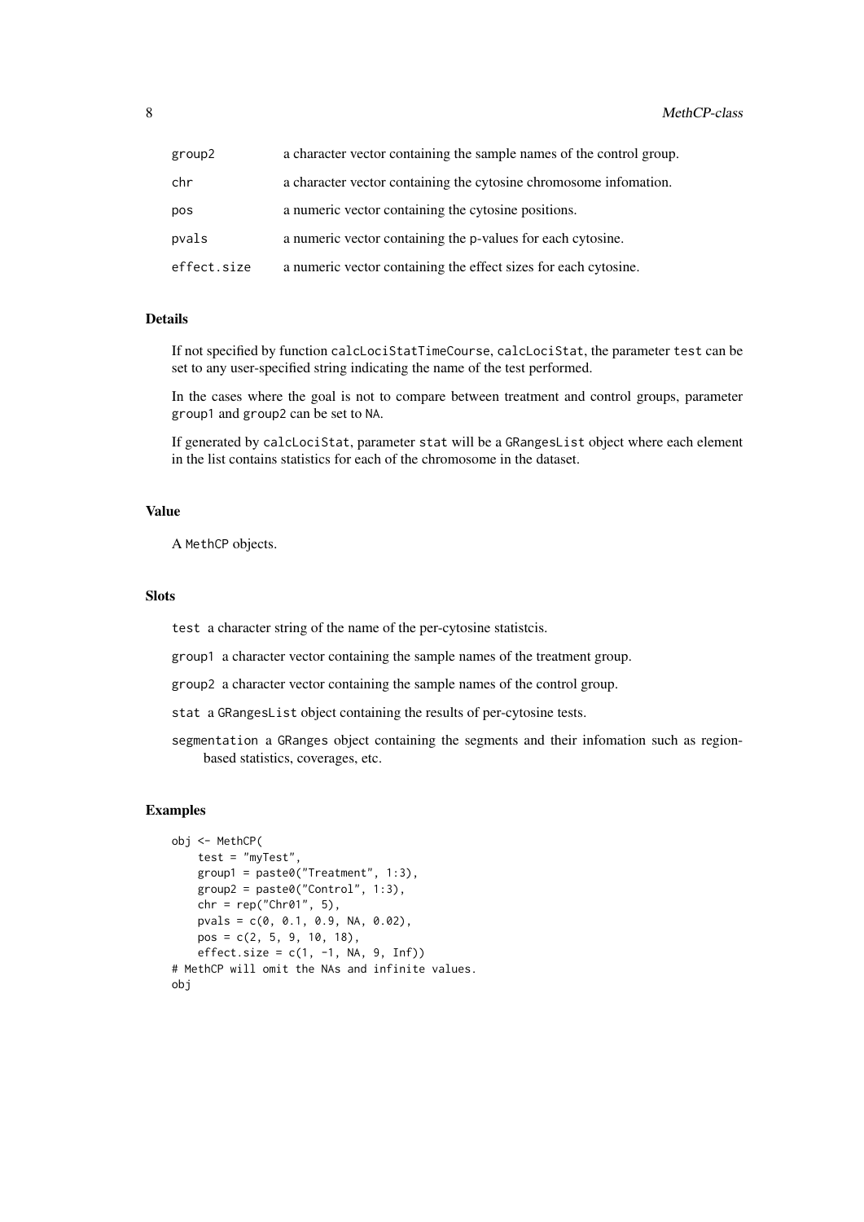| | |
|---|---|
| `group2` | a character vector containing the sample names of the control group. |
| `chr` | a character vector containing the cytosine chromosome infomation. |
| `pos` | a numeric vector containing the cytosine positions. |
| `pvals` | a numeric vector containing the p-values for each cytosine. |
| `effect.size` | a numeric vector containing the effect sizes for each cytosine. |

## Details

If not specified by function `calcLociStatTimeCourse`, `calcLociStat`, the parameter `test` can be set to any user-specified string indicating the name of the test performed.

In the cases where the goal is not to compare between treatment and control groups, parameter `group1` and `group2` can be set to `NA`.

If generated by `calcLociStat`, parameter `stat` will be a `GRangesList` object where each element in the list contains statistics for each of the chromosome in the dataset.

## Value

A `MethCP` objects.

## Slots

`test` a character string of the name of the per-cytosine statistcis.

`group1` a character vector containing the sample names of the treatment group.

`group2` a character vector containing the sample names of the control group.

`stat` a `GRangesList` object containing the results of per-cytosine tests.

`segmentation` a `GRanges` object containing the segments and their infomation such as region-based statistics, coverages, etc.

## Examples

```
obj <- MethCP(
    test = "myTest",
    group1 = paste0("Treatment", 1:3),
    group2 = paste0("Control", 1:3),
    chr = rep("Chr01", 5),
    pvals = c(0, 0.1, 0.9, NA, 0.02),
    pos = c(2, 5, 9, 10, 18),
    effect.size = c(1, -1, NA, 9, Inf))
# MethCP will omit the NAs and infinite values.
obj
```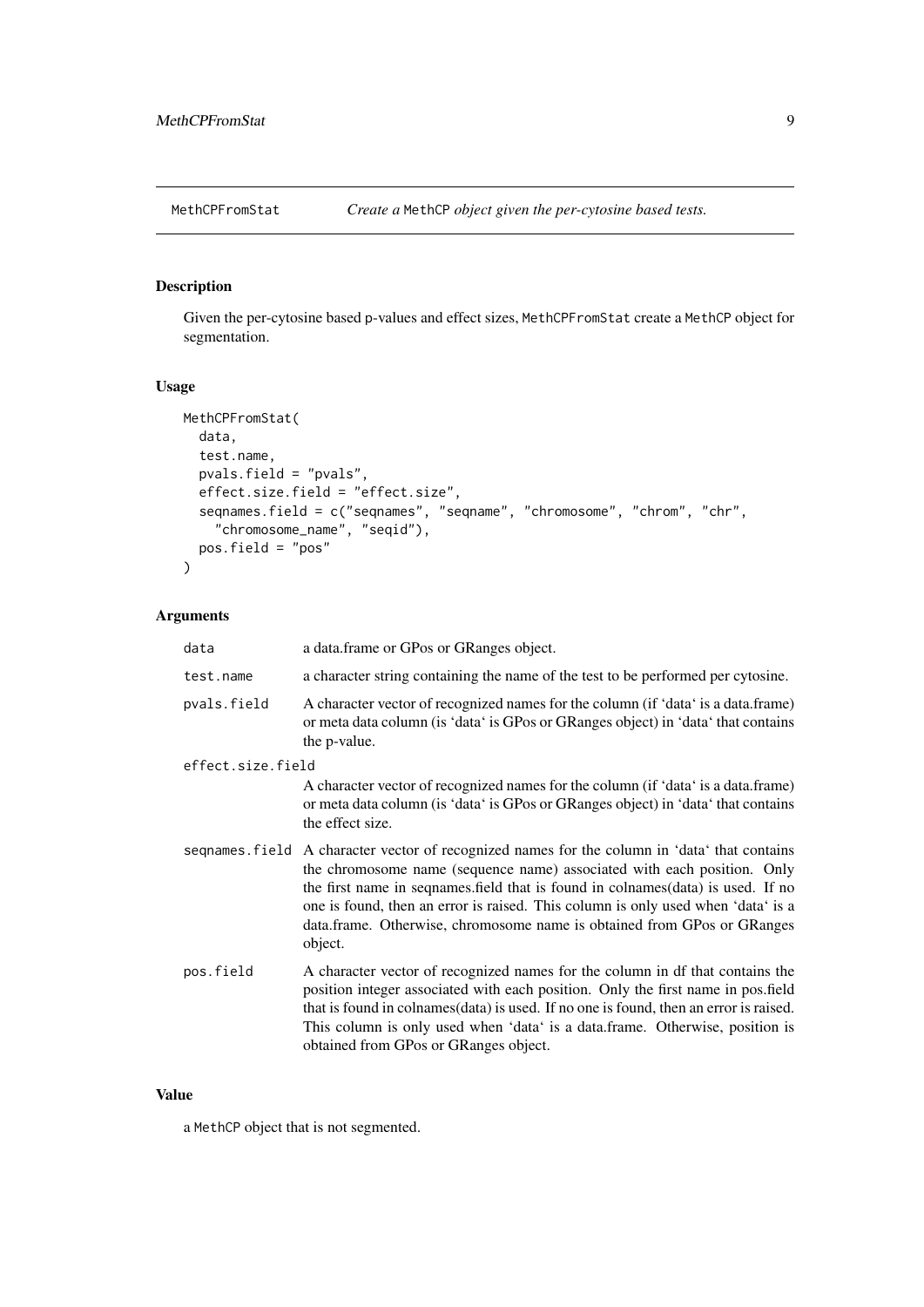MethCPFromStat — *Create a* MethCP *object given the per-cytosine based tests.*

## Description

Given the per-cytosine based p-values and effect sizes, MethCPFromStat create a MethCP object for segmentation.

## Usage

```
MethCPFromStat(
  data,
  test.name,
  pvals.field = "pvals",
  effect.size.field = "effect.size",
  seqnames.field = c("seqnames", "seqname", "chromosome", "chrom", "chr",
    "chromosome_name", "seqid"),
  pos.field = "pos"
)
```

## Arguments

| | |
|---|---|
| data | a data.frame or GPos or GRanges object. |
| test.name | a character string containing the name of the test to be performed per cytosine. |
| pvals.field | A character vector of recognized names for the column (if 'data' is a data.frame) or meta data column (is 'data' is GPos or GRanges object) in 'data' that contains the p-value. |
| effect.size.field | A character vector of recognized names for the column (if 'data' is a data.frame) or meta data column (is 'data' is GPos or GRanges object) in 'data' that contains the effect size. |
| seqnames.field | A character vector of recognized names for the column in 'data' that contains the chromosome name (sequence name) associated with each position. Only the first name in seqnames.field that is found in colnames(data) is used. If no one is found, then an error is raised. This column is only used when 'data' is a data.frame. Otherwise, chromosome name is obtained from GPos or GRanges object. |
| pos.field | A character vector of recognized names for the column in df that contains the position integer associated with each position. Only the first name in pos.field that is found in colnames(data) is used. If no one is found, then an error is raised. This column is only used when 'data' is a data.frame. Otherwise, position is obtained from GPos or GRanges object. |

## Value

a MethCP object that is not segmented.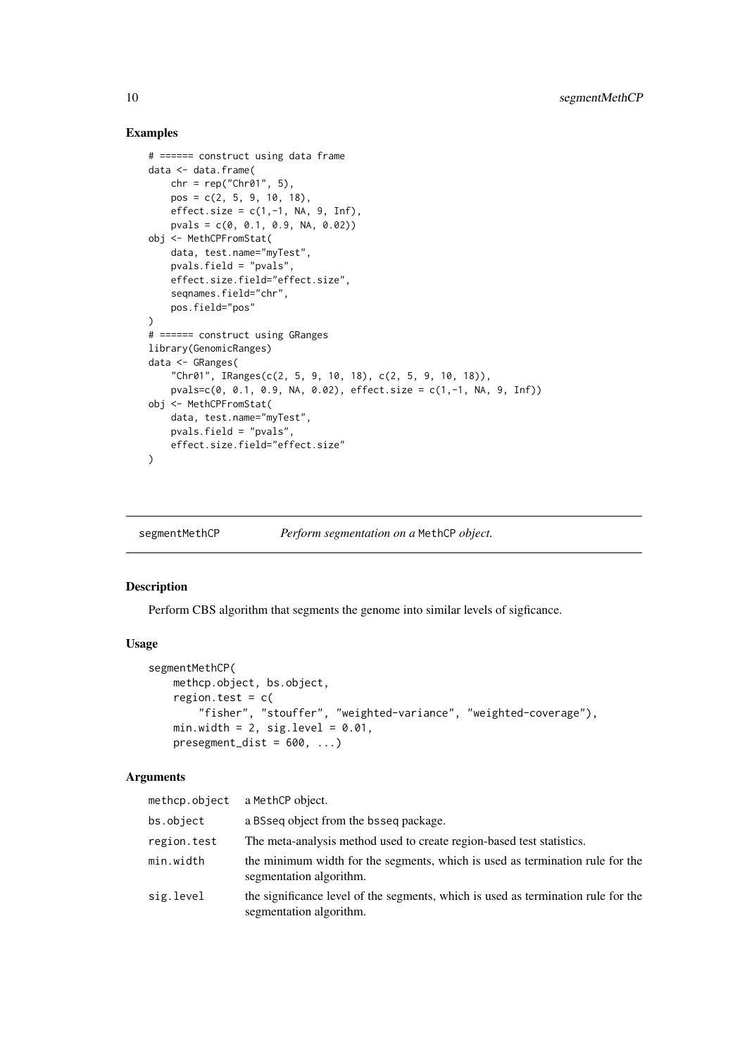## Examples

```
# ====== construct using data frame
data <- data.frame(
    chr = rep("Chr01", 5),
    pos = c(2, 5, 9, 10, 18),
    effect.size = c(1,-1, NA, 9, Inf),
    pvals = c(0, 0.1, 0.9, NA, 0.02))
obj <- MethCPFromStat(
    data, test.name="myTest",
    pvals.field = "pvals",
    effect.size.field="effect.size",
    seqnames.field="chr",
    pos.field="pos"
)
# ====== construct using GRanges
library(GenomicRanges)
data <- GRanges(
    "Chr01", IRanges(c(2, 5, 9, 10, 18), c(2, 5, 9, 10, 18)),
    pvals=c(0, 0.1, 0.9, NA, 0.02), effect.size = c(1,-1, NA, 9, Inf))
obj <- MethCPFromStat(
    data, test.name="myTest",
    pvals.field = "pvals",
    effect.size.field="effect.size"
)
```

---

# segmentMethCP — *Perform segmentation on a* MethCP *object.*

## Description

Perform CBS algorithm that segments the genome into similar levels of sigficance.

## Usage

```
segmentMethCP(
    methcp.object, bs.object,
    region.test = c(
        "fisher", "stouffer", "weighted-variance", "weighted-coverage"),
    min.width = 2, sig.level = 0.01,
    presegment_dist = 600, ...)
```

## Arguments

| | |
|---|---|
| methcp.object | a MethCP object. |
| bs.object | a BSseq object from the bsseq package. |
| region.test | The meta-analysis method used to create region-based test statistics. |
| min.width | the minimum width for the segments, which is used as termination rule for the segmentation algorithm. |
| sig.level | the significance level of the segments, which is used as termination rule for the segmentation algorithm. |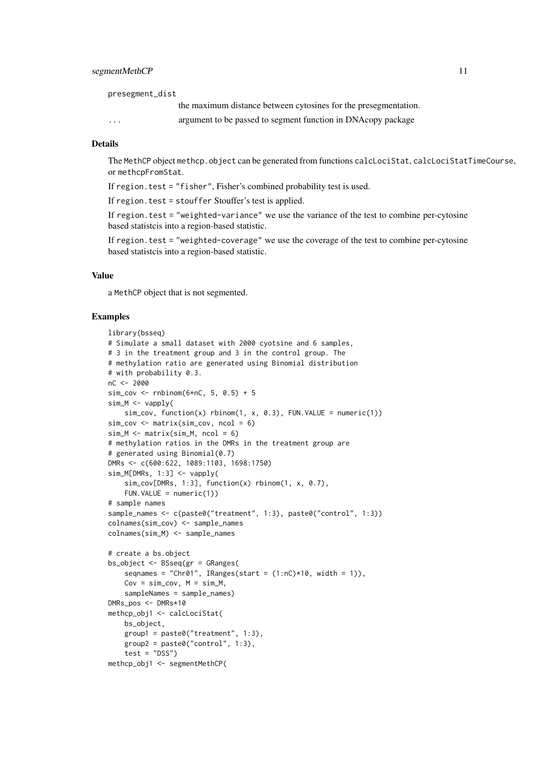presegment_dist
: the maximum distance between cytosines for the presegmentation.

...
: argument to be passed to segment function in DNAcopy package

### Details

The MethCP object `methcp.object` can be generated from functions `calcLociStat`, `calcLociStatTimeCourse`, or `methcpFromStat`.

If `region.test = "fisher"`, Fisher's combined probability test is used.

If `region.test = stouffer` Stouffer's test is applied.

If `region.test = "weighted-variance"` we use the variance of the test to combine per-cytosine based statistcis into a region-based statistic.

If `region.test = "weighted-coverage"` we use the coverage of the test to combine per-cytosine based statistcis into a region-based statistic.

### Value

a MethCP object that is not segmented.

### Examples

```
library(bsseq)
# Simulate a small dataset with 2000 cyotsine and 6 samples,
# 3 in the treatment group and 3 in the control group. The
# methylation ratio are generated using Binomial distribution
# with probability 0.3.
nC <- 2000
sim_cov <- rnbinom(6*nC, 5, 0.5) + 5
sim_M <- vapply(
    sim_cov, function(x) rbinom(1, x, 0.3), FUN.VALUE = numeric(1))
sim_cov <- matrix(sim_cov, ncol = 6)
sim_M <- matrix(sim_M, ncol = 6)
# methylation ratios in the DMRs in the treatment group are
# generated using Binomial(0.7)
DMRs <- c(600:622, 1089:1103, 1698:1750)
sim_M[DMRs, 1:3] <- vapply(
    sim_cov[DMRs, 1:3], function(x) rbinom(1, x, 0.7),
    FUN.VALUE = numeric(1))
# sample names
sample_names <- c(paste0("treatment", 1:3), paste0("control", 1:3))
colnames(sim_cov) <- sample_names
colnames(sim_M) <- sample_names

# create a bs.object
bs_object <- BSseq(gr = GRanges(
    seqnames = "Chr01", IRanges(start = (1:nC)*10, width = 1)),
    Cov = sim_cov, M = sim_M,
    sampleNames = sample_names)
DMRs_pos <- DMRs*10
methcp_obj1 <- calcLociStat(
    bs_object,
    group1 = paste0("treatment", 1:3),
    group2 = paste0("control", 1:3),
    test = "DSS")
methcp_obj1 <- segmentMethCP(
```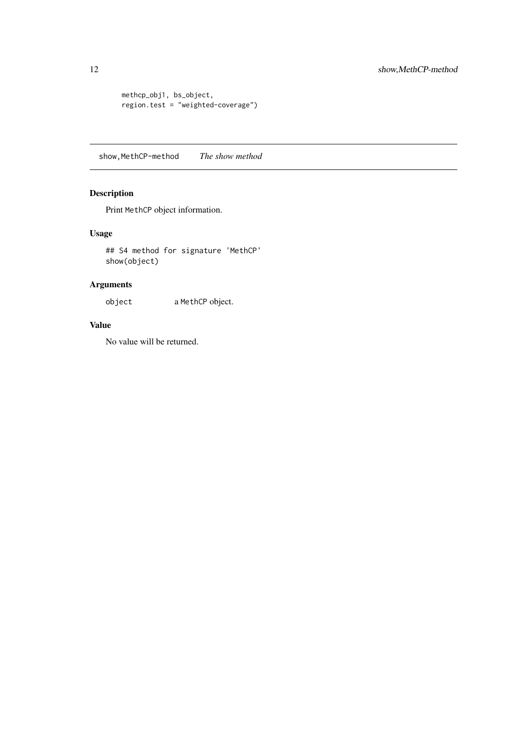```
    methcp_obj1, bs_object,
    region.test = "weighted-coverage")
```

## show,MethCP-method *The show method*

### Description

Print `MethCP` object information.

### Usage

```
## S4 method for signature 'MethCP'
show(object)
```

### Arguments

| | |
|---|---|
| object | a `MethCP` object. |

### Value

No value will be returned.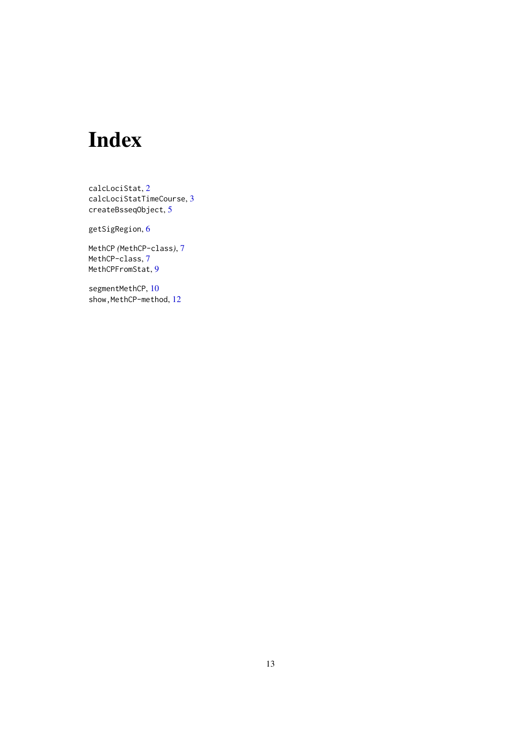# Index

calcLociStat, 2
calcLociStatTimeCourse, 3
createBsseqObject, 5

getSigRegion, 6

MethCP (MethCP-class), 7
MethCP-class, 7
MethCPFromStat, 9

segmentMethCP, 10
show,MethCP-method, 12